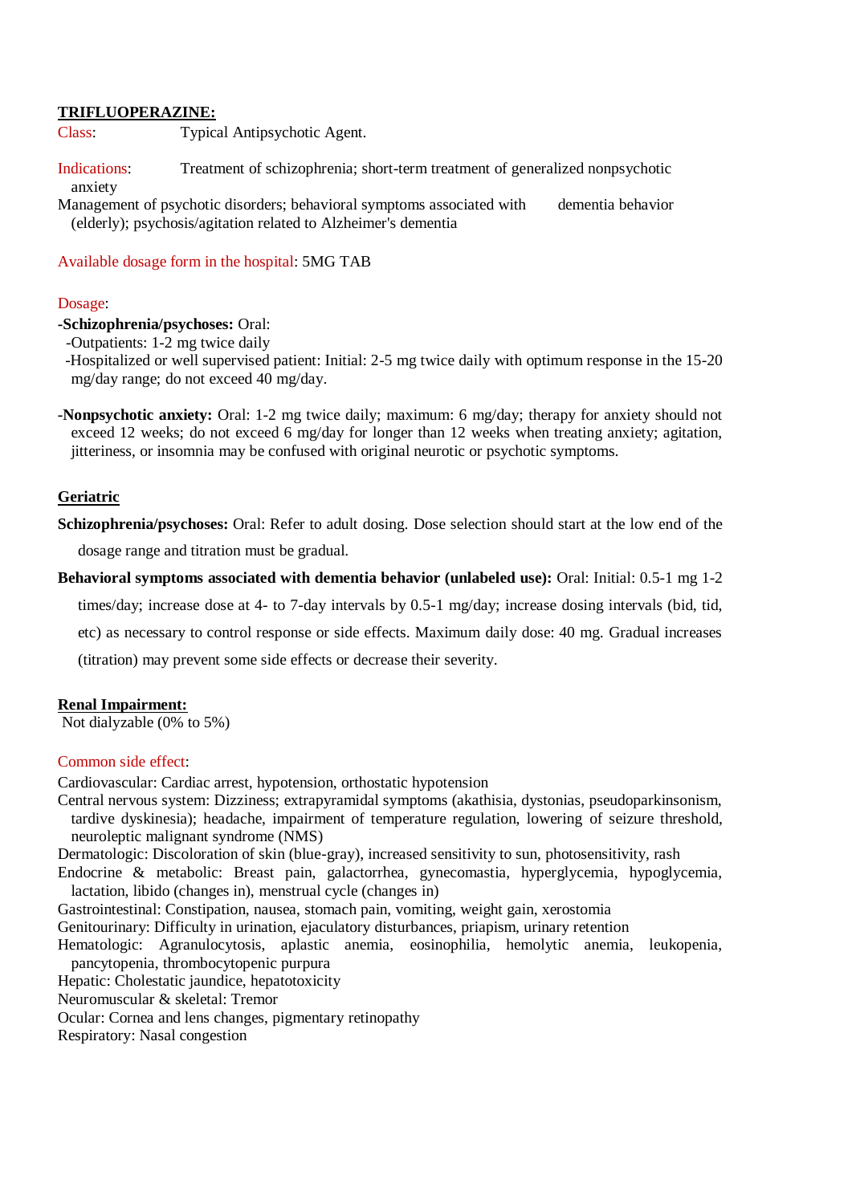## TRIFLUOPERAZINE:

Class: Typical Antipsychotic Agent.

Indications: Treatment of schizophrenia; short-term treatment of generalized nonpsychotic anxiety

Management of psychotic disorders; behavioral symptoms associated with dementia behavior (elderly); psychosis/agitation related to Alzheimer's dementia

Available dosage form in the hospital: 5MG TAB

Dosage:

**-Schizophrenia/psychoses:** Oral:

- -Outpatients: 1-2 mg twice daily
- -Hospitalized or well supervised patient: Initial: 2-5 mg twice daily with optimum response in the 15-20 mg/day range; do not exceed 40 mg/day.

**-Nonpsychotic anxiety:** Oral: 1-2 mg twice daily; maximum: 6 mg/day; therapy for anxiety should not exceed 12 weeks; do not exceed 6 mg/day for longer than 12 weeks when treating anxiety; agitation, jitteriness, or insomnia may be confused with original neurotic or psychotic symptoms.

### Geriatric

**Schizophrenia/psychoses:** Oral: Refer to adult dosing. Dose selection should start at the low end of the dosage range and titration must be gradual.

**Behavioral symptoms associated with dementia behavior (unlabeled use):** Oral: Initial: 0.5-1 mg 1-2 times/day; increase dose at 4- to 7-day intervals by 0.5-1 mg/day; increase dosing intervals (bid, tid, etc) as necessary to control response or side effects. Maximum daily dose: 40 mg. Gradual increases (titration) may prevent some side effects or decrease their severity.

### Renal Impairment:

Not dialyzable (0% to 5%)

Common side effect:

Cardiovascular: Cardiac arrest, hypotension, orthostatic hypotension

Central nervous system: Dizziness; extrapyramidal symptoms (akathisia, dystonias, pseudoparkinsonism, tardive dyskinesia); headache, impairment of temperature regulation, lowering of seizure threshold, neuroleptic malignant syndrome (NMS)

Dermatologic: Discoloration of skin (blue-gray), increased sensitivity to sun, photosensitivity, rash

Endocrine & metabolic: Breast pain, galactorrhea, gynecomastia, hyperglycemia, hypoglycemia, lactation, libido (changes in), menstrual cycle (changes in)

Gastrointestinal: Constipation, nausea, stomach pain, vomiting, weight gain, xerostomia

Genitourinary: Difficulty in urination, ejaculatory disturbances, priapism, urinary retention

Hematologic: Agranulocytosis, aplastic anemia, eosinophilia, hemolytic anemia, leukopenia, pancytopenia, thrombocytopenic purpura

Hepatic: Cholestatic jaundice, hepatotoxicity

Neuromuscular & skeletal: Tremor

Ocular: Cornea and lens changes, pigmentary retinopathy

Respiratory: Nasal congestion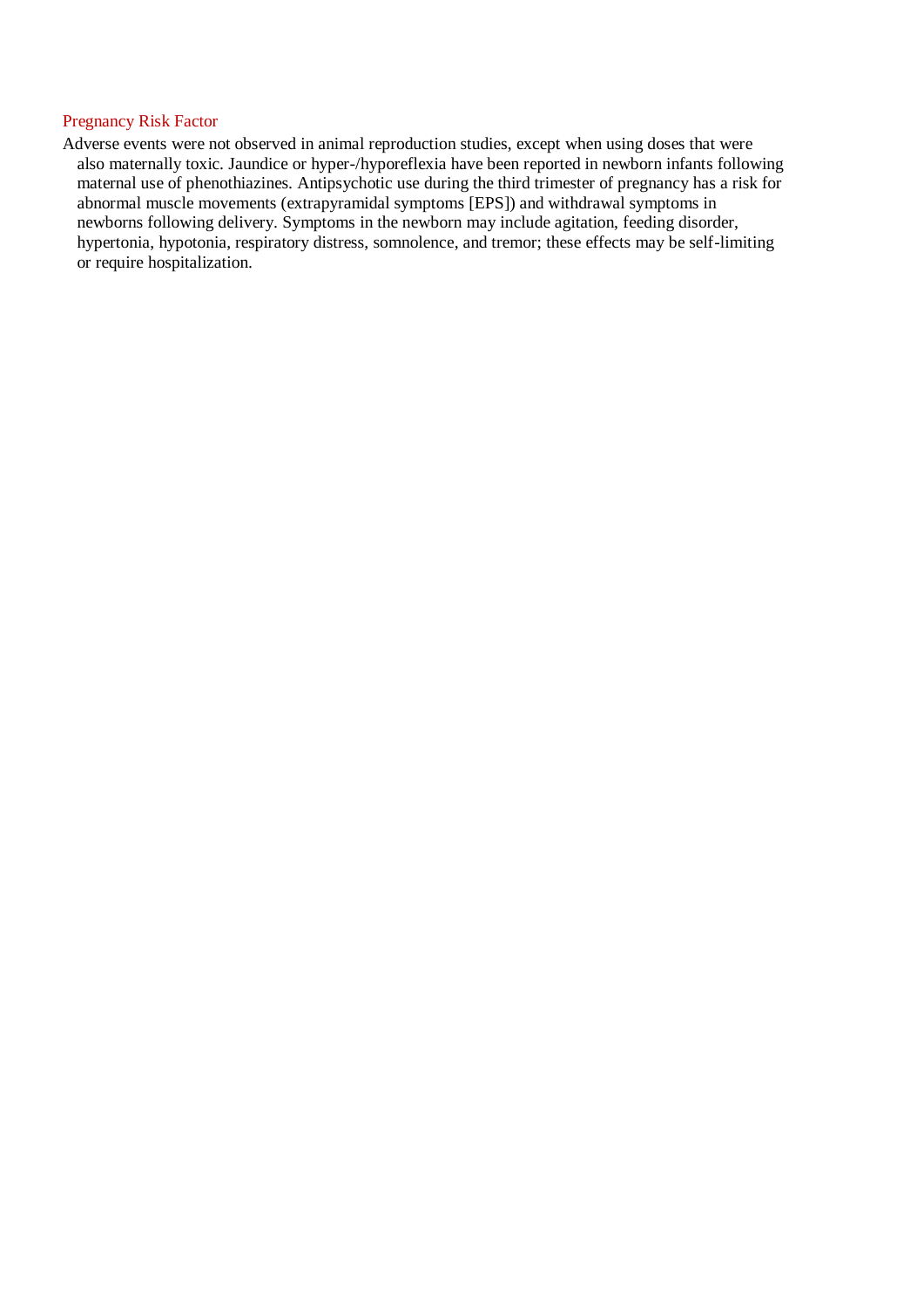## Pregnancy Risk Factor

Adverse events were not observed in animal reproduction studies, except when using doses that were also maternally toxic. Jaundice or hyper-/hyporeflexia have been reported in newborn infants following maternal use of phenothiazines. Antipsychotic use during the third trimester of pregnancy has a risk for abnormal muscle movements (extrapyramidal symptoms [EPS]) and withdrawal symptoms in newborns following delivery. Symptoms in the newborn may include agitation, feeding disorder, hypertonia, hypotonia, respiratory distress, somnolence, and tremor; these effects may be self-limiting or require hospitalization.